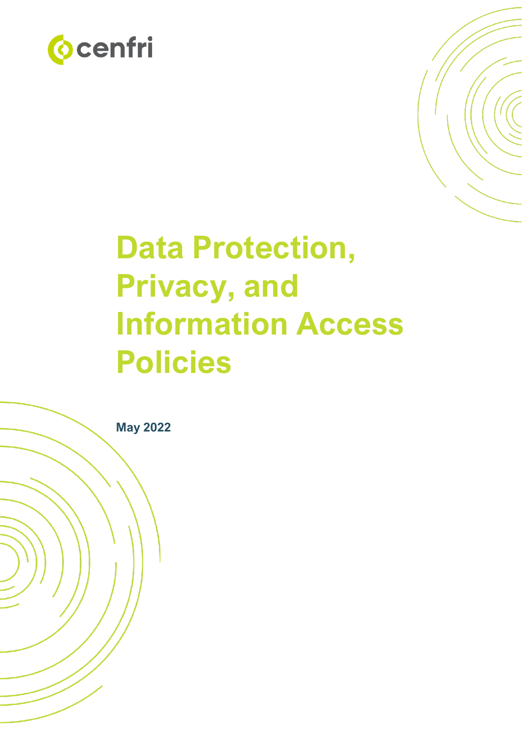cenfri

# Data Protection, Privacy, and Information Access Policies

**May 2022**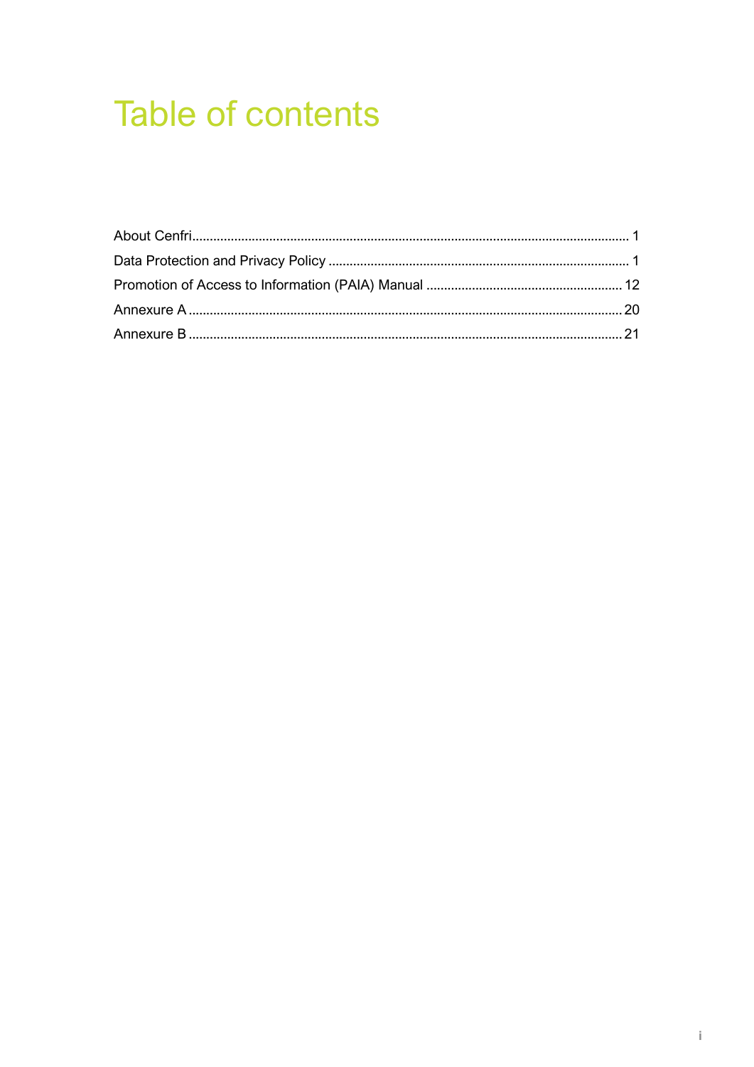# Table of contents

About Cenfri........................................................................................................................... 1

Data Protection and Privacy Policy ..................................................................................... 1

Promotion of Access to Information (PAIA) Manual ........................................................ 12

Annexure A .......................................................................................................................... 20

Annexure B .......................................................................................................................... 21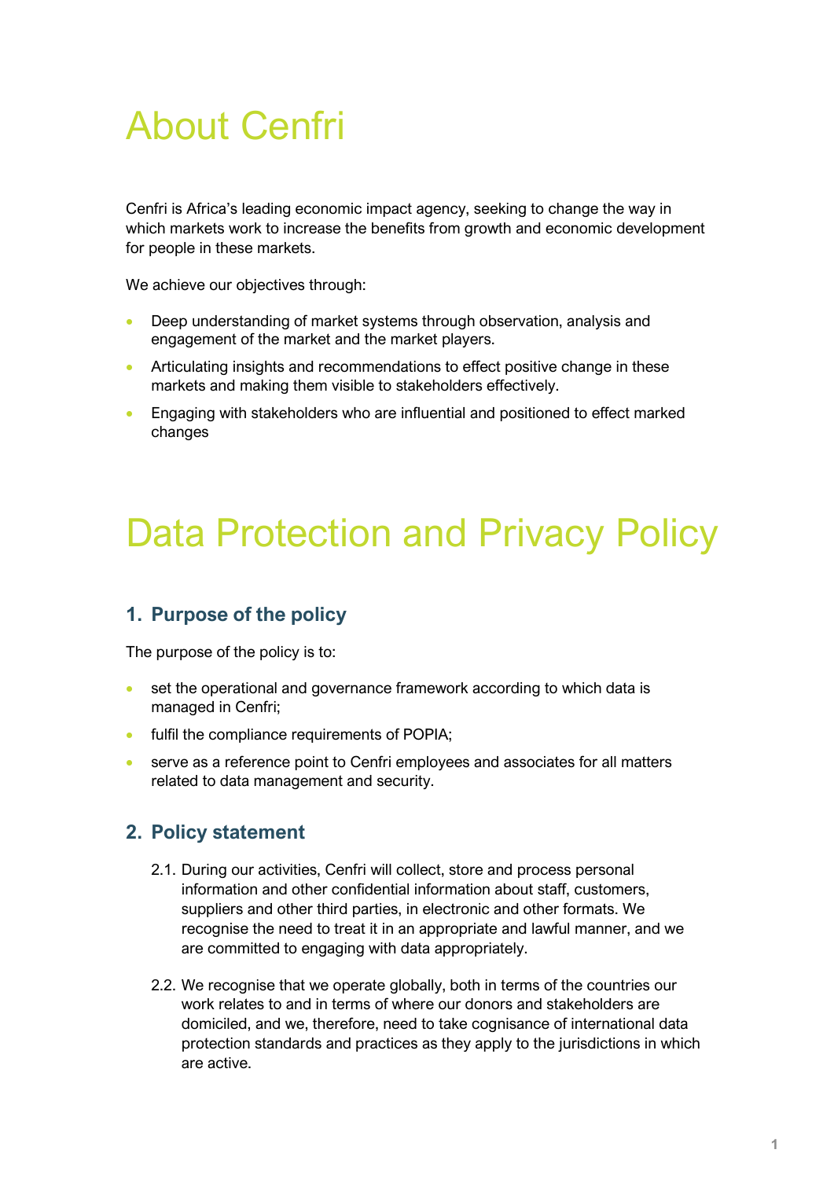# About Cenfri

Cenfri is Africa's leading economic impact agency, seeking to change the way in which markets work to increase the benefits from growth and economic development for people in these markets.

We achieve our objectives through:

- Deep understanding of market systems through observation, analysis and engagement of the market and the market players.
- Articulating insights and recommendations to effect positive change in these markets and making them visible to stakeholders effectively.
- Engaging with stakeholders who are influential and positioned to effect marked changes

# Data Protection and Privacy Policy

## 1. Purpose of the policy

The purpose of the policy is to:

- set the operational and governance framework according to which data is managed in Cenfri;
- fulfil the compliance requirements of POPIA;
- serve as a reference point to Cenfri employees and associates for all matters related to data management and security.

## 2. Policy statement

2.1. During our activities, Cenfri will collect, store and process personal information and other confidential information about staff, customers, suppliers and other third parties, in electronic and other formats. We recognise the need to treat it in an appropriate and lawful manner, and we are committed to engaging with data appropriately.

2.2. We recognise that we operate globally, both in terms of the countries our work relates to and in terms of where our donors and stakeholders are domiciled, and we, therefore, need to take cognisance of international data protection standards and practices as they apply to the jurisdictions in which are active.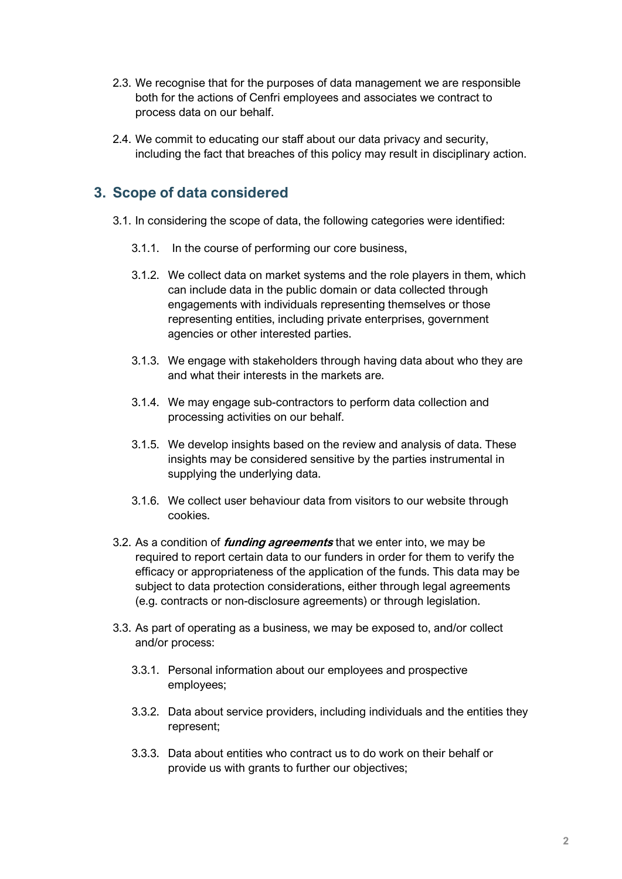2.3. We recognise that for the purposes of data management we are responsible both for the actions of Cenfri employees and associates we contract to process data on our behalf.

2.4. We commit to educating our staff about our data privacy and security, including the fact that breaches of this policy may result in disciplinary action.

## 3. Scope of data considered

3.1. In considering the scope of data, the following categories were identified:

3.1.1. In the course of performing our core business,

3.1.2. We collect data on market systems and the role players in them, which can include data in the public domain or data collected through engagements with individuals representing themselves or those representing entities, including private enterprises, government agencies or other interested parties.

3.1.3. We engage with stakeholders through having data about who they are and what their interests in the markets are.

3.1.4. We may engage sub-contractors to perform data collection and processing activities on our behalf.

3.1.5. We develop insights based on the review and analysis of data. These insights may be considered sensitive by the parties instrumental in supplying the underlying data.

3.1.6. We collect user behaviour data from visitors to our website through cookies.

3.2. As a condition of ***funding agreements*** that we enter into, we may be required to report certain data to our funders in order for them to verify the efficacy or appropriateness of the application of the funds. This data may be subject to data protection considerations, either through legal agreements (e.g. contracts or non-disclosure agreements) or through legislation.

3.3. As part of operating as a business, we may be exposed to, and/or collect and/or process:

3.3.1. Personal information about our employees and prospective employees;

3.3.2. Data about service providers, including individuals and the entities they represent;

3.3.3. Data about entities who contract us to do work on their behalf or provide us with grants to further our objectives;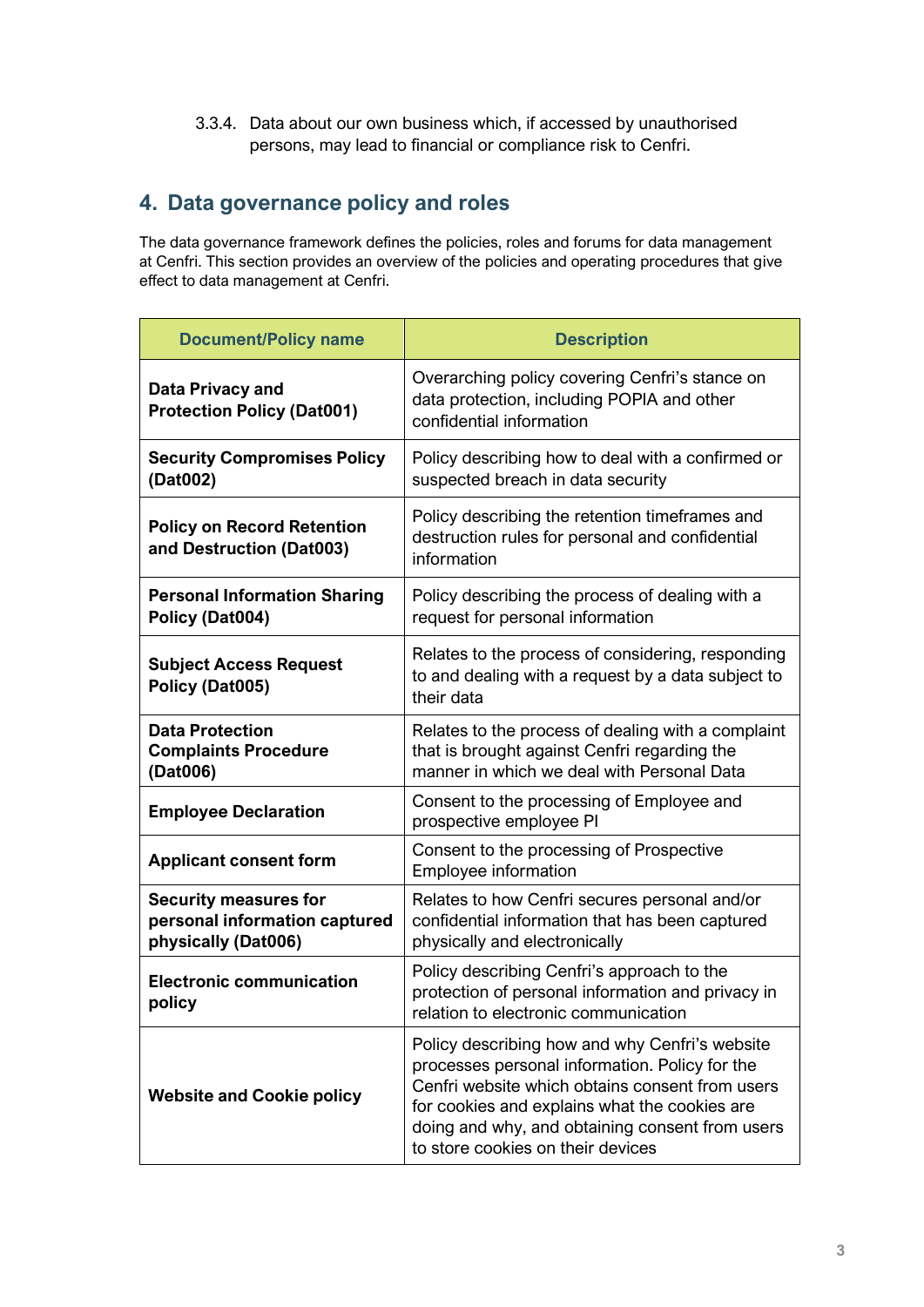3.3.4. Data about our own business which, if accessed by unauthorised persons, may lead to financial or compliance risk to Cenfri.

## 4. Data governance policy and roles

The data governance framework defines the policies, roles and forums for data management at Cenfri. This section provides an overview of the policies and operating procedures that give effect to data management at Cenfri.

| Document/Policy name | Description |
| --- | --- |
| **Data Privacy and Protection Policy (Dat001)** | Overarching policy covering Cenfri's stance on data protection, including POPIA and other confidential information |
| **Security Compromises Policy (Dat002)** | Policy describing how to deal with a confirmed or suspected breach in data security |
| **Policy on Record Retention and Destruction (Dat003)** | Policy describing the retention timeframes and destruction rules for personal and confidential information |
| **Personal Information Sharing Policy (Dat004)** | Policy describing the process of dealing with a request for personal information |
| **Subject Access Request Policy (Dat005)** | Relates to the process of considering, responding to and dealing with a request by a data subject to their data |
| **Data Protection Complaints Procedure (Dat006)** | Relates to the process of dealing with a complaint that is brought against Cenfri regarding the manner in which we deal with Personal Data |
| **Employee Declaration** | Consent to the processing of Employee and prospective employee PI |
| **Applicant consent form** | Consent to the processing of Prospective Employee information |
| **Security measures for personal information captured physically (Dat006)** | Relates to how Cenfri secures personal and/or confidential information that has been captured physically and electronically |
| **Electronic communication policy** | Policy describing Cenfri's approach to the protection of personal information and privacy in relation to electronic communication |
| **Website and Cookie policy** | Policy describing how and why Cenfri's website processes personal information. Policy for the Cenfri website which obtains consent from users for cookies and explains what the cookies are doing and why, and obtaining consent from users to store cookies on their devices |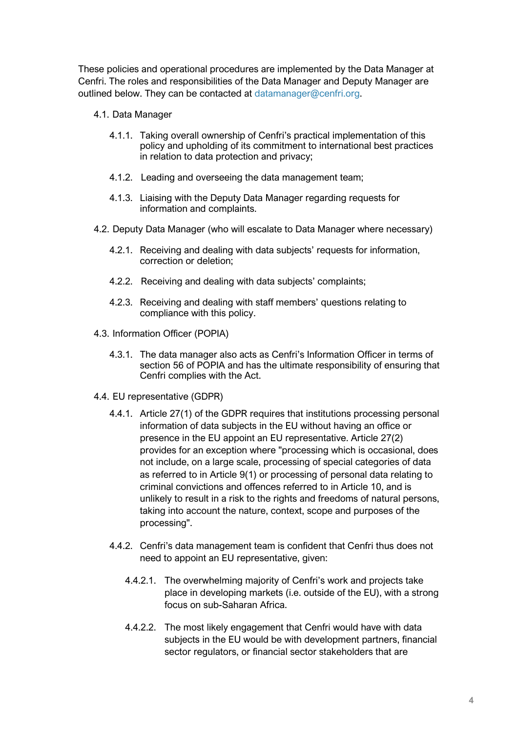These policies and operational procedures are implemented by the Data Manager at Cenfri. The roles and responsibilities of the Data Manager and Deputy Manager are outlined below. They can be contacted at datamanager@cenfri.org.

4.1. Data Manager

- 4.1.1. Taking overall ownership of Cenfri's practical implementation of this policy and upholding of its commitment to international best practices in relation to data protection and privacy;
- 4.1.2. Leading and overseeing the data management team;
- 4.1.3. Liaising with the Deputy Data Manager regarding requests for information and complaints.

4.2. Deputy Data Manager (who will escalate to Data Manager where necessary)

- 4.2.1. Receiving and dealing with data subjects' requests for information, correction or deletion;
- 4.2.2. Receiving and dealing with data subjects' complaints;
- 4.2.3. Receiving and dealing with staff members' questions relating to compliance with this policy.

4.3. Information Officer (POPIA)

- 4.3.1. The data manager also acts as Cenfri's Information Officer in terms of section 56 of POPIA and has the ultimate responsibility of ensuring that Cenfri complies with the Act.

4.4. EU representative (GDPR)

- 4.4.1. Article 27(1) of the GDPR requires that institutions processing personal information of data subjects in the EU without having an office or presence in the EU appoint an EU representative. Article 27(2) provides for an exception where "processing which is occasional, does not include, on a large scale, processing of special categories of data as referred to in Article 9(1) or processing of personal data relating to criminal convictions and offences referred to in Article 10, and is unlikely to result in a risk to the rights and freedoms of natural persons, taking into account the nature, context, scope and purposes of the processing".
- 4.4.2. Cenfri's data management team is confident that Cenfri thus does not need to appoint an EU representative, given:
  - 4.4.2.1. The overwhelming majority of Cenfri's work and projects take place in developing markets (i.e. outside of the EU), with a strong focus on sub-Saharan Africa.
  - 4.4.2.2. The most likely engagement that Cenfri would have with data subjects in the EU would be with development partners, financial sector regulators, or financial sector stakeholders that are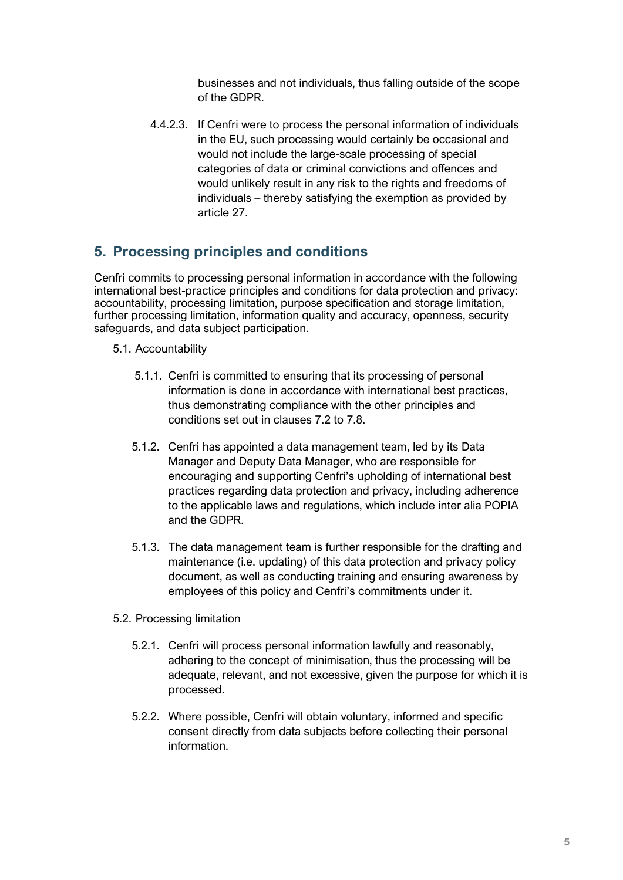businesses and not individuals, thus falling outside of the scope of the GDPR.

4.4.2.3. If Cenfri were to process the personal information of individuals in the EU, such processing would certainly be occasional and would not include the large-scale processing of special categories of data or criminal convictions and offences and would unlikely result in any risk to the rights and freedoms of individuals – thereby satisfying the exemption as provided by article 27.

## 5. Processing principles and conditions

Cenfri commits to processing personal information in accordance with the following international best-practice principles and conditions for data protection and privacy: accountability, processing limitation, purpose specification and storage limitation, further processing limitation, information quality and accuracy, openness, security safeguards, and data subject participation.

5.1. Accountability

5.1.1. Cenfri is committed to ensuring that its processing of personal information is done in accordance with international best practices, thus demonstrating compliance with the other principles and conditions set out in clauses 7.2 to 7.8.

5.1.2. Cenfri has appointed a data management team, led by its Data Manager and Deputy Data Manager, who are responsible for encouraging and supporting Cenfri's upholding of international best practices regarding data protection and privacy, including adherence to the applicable laws and regulations, which include inter alia POPIA and the GDPR.

5.1.3. The data management team is further responsible for the drafting and maintenance (i.e. updating) of this data protection and privacy policy document, as well as conducting training and ensuring awareness by employees of this policy and Cenfri's commitments under it.

5.2. Processing limitation

5.2.1. Cenfri will process personal information lawfully and reasonably, adhering to the concept of minimisation, thus the processing will be adequate, relevant, and not excessive, given the purpose for which it is processed.

5.2.2. Where possible, Cenfri will obtain voluntary, informed and specific consent directly from data subjects before collecting their personal information.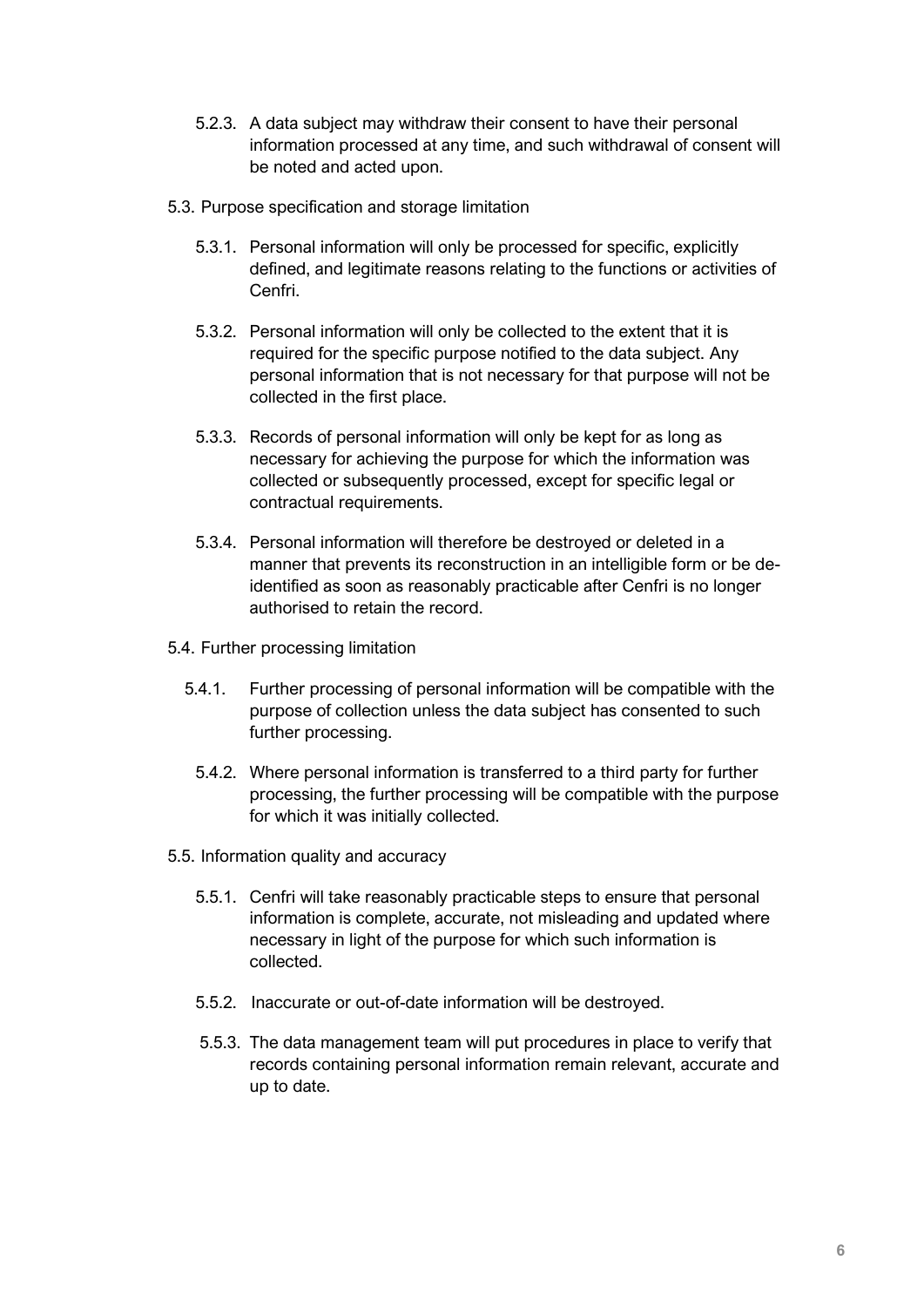5.2.3. A data subject may withdraw their consent to have their personal information processed at any time, and such withdrawal of consent will be noted and acted upon.

5.3. Purpose specification and storage limitation

5.3.1. Personal information will only be processed for specific, explicitly defined, and legitimate reasons relating to the functions or activities of Cenfri.

5.3.2. Personal information will only be collected to the extent that it is required for the specific purpose notified to the data subject. Any personal information that is not necessary for that purpose will not be collected in the first place.

5.3.3. Records of personal information will only be kept for as long as necessary for achieving the purpose for which the information was collected or subsequently processed, except for specific legal or contractual requirements.

5.3.4. Personal information will therefore be destroyed or deleted in a manner that prevents its reconstruction in an intelligible form or be de-identified as soon as reasonably practicable after Cenfri is no longer authorised to retain the record.

5.4. Further processing limitation

5.4.1. Further processing of personal information will be compatible with the purpose of collection unless the data subject has consented to such further processing.

5.4.2. Where personal information is transferred to a third party for further processing, the further processing will be compatible with the purpose for which it was initially collected.

5.5. Information quality and accuracy

5.5.1. Cenfri will take reasonably practicable steps to ensure that personal information is complete, accurate, not misleading and updated where necessary in light of the purpose for which such information is collected.

5.5.2. Inaccurate or out-of-date information will be destroyed.

5.5.3. The data management team will put procedures in place to verify that records containing personal information remain relevant, accurate and up to date.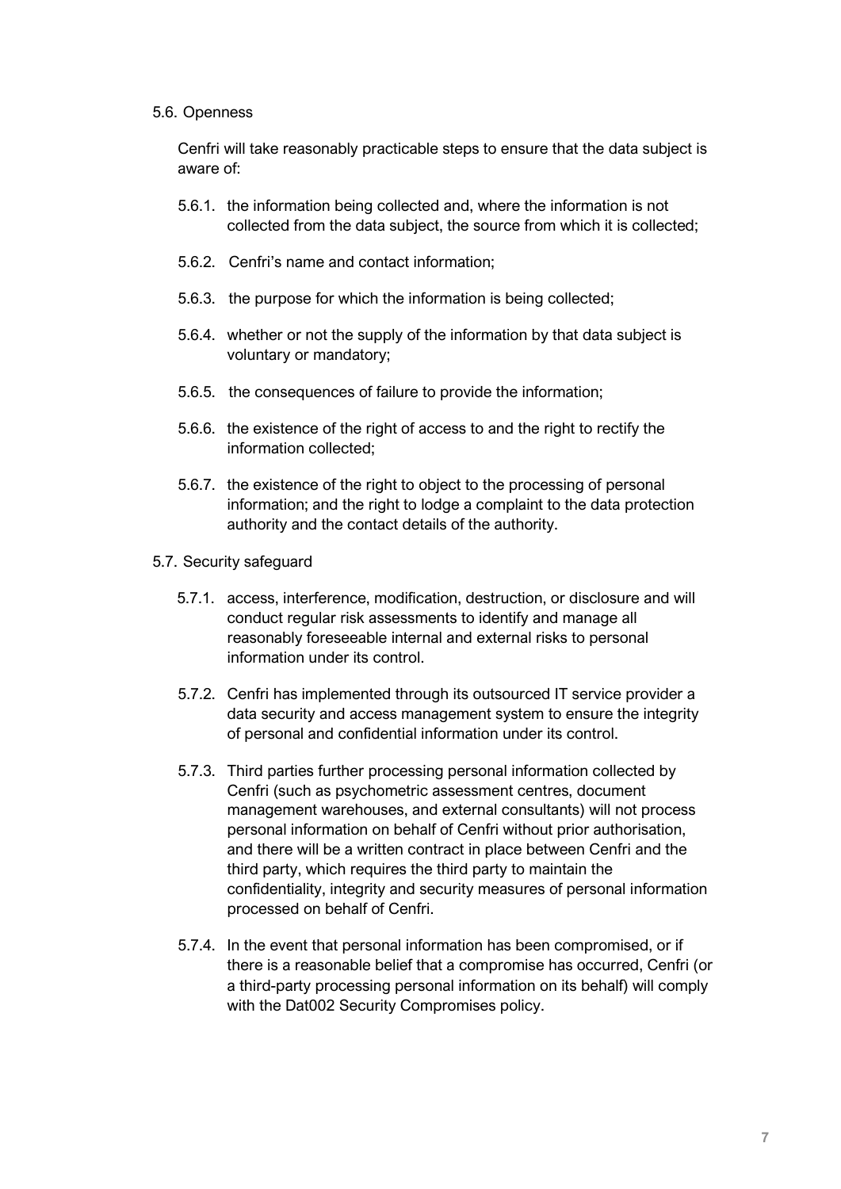5.6. Openness

Cenfri will take reasonably practicable steps to ensure that the data subject is aware of:

5.6.1. the information being collected and, where the information is not collected from the data subject, the source from which it is collected;

5.6.2. Cenfri's name and contact information;

5.6.3. the purpose for which the information is being collected;

5.6.4. whether or not the supply of the information by that data subject is voluntary or mandatory;

5.6.5. the consequences of failure to provide the information;

5.6.6. the existence of the right of access to and the right to rectify the information collected;

5.6.7. the existence of the right to object to the processing of personal information; and the right to lodge a complaint to the data protection authority and the contact details of the authority.

5.7. Security safeguard

5.7.1. access, interference, modification, destruction, or disclosure and will conduct regular risk assessments to identify and manage all reasonably foreseeable internal and external risks to personal information under its control.

5.7.2. Cenfri has implemented through its outsourced IT service provider a data security and access management system to ensure the integrity of personal and confidential information under its control.

5.7.3. Third parties further processing personal information collected by Cenfri (such as psychometric assessment centres, document management warehouses, and external consultants) will not process personal information on behalf of Cenfri without prior authorisation, and there will be a written contract in place between Cenfri and the third party, which requires the third party to maintain the confidentiality, integrity and security measures of personal information processed on behalf of Cenfri.

5.7.4. In the event that personal information has been compromised, or if there is a reasonable belief that a compromise has occurred, Cenfri (or a third-party processing personal information on its behalf) will comply with the Dat002 Security Compromises policy.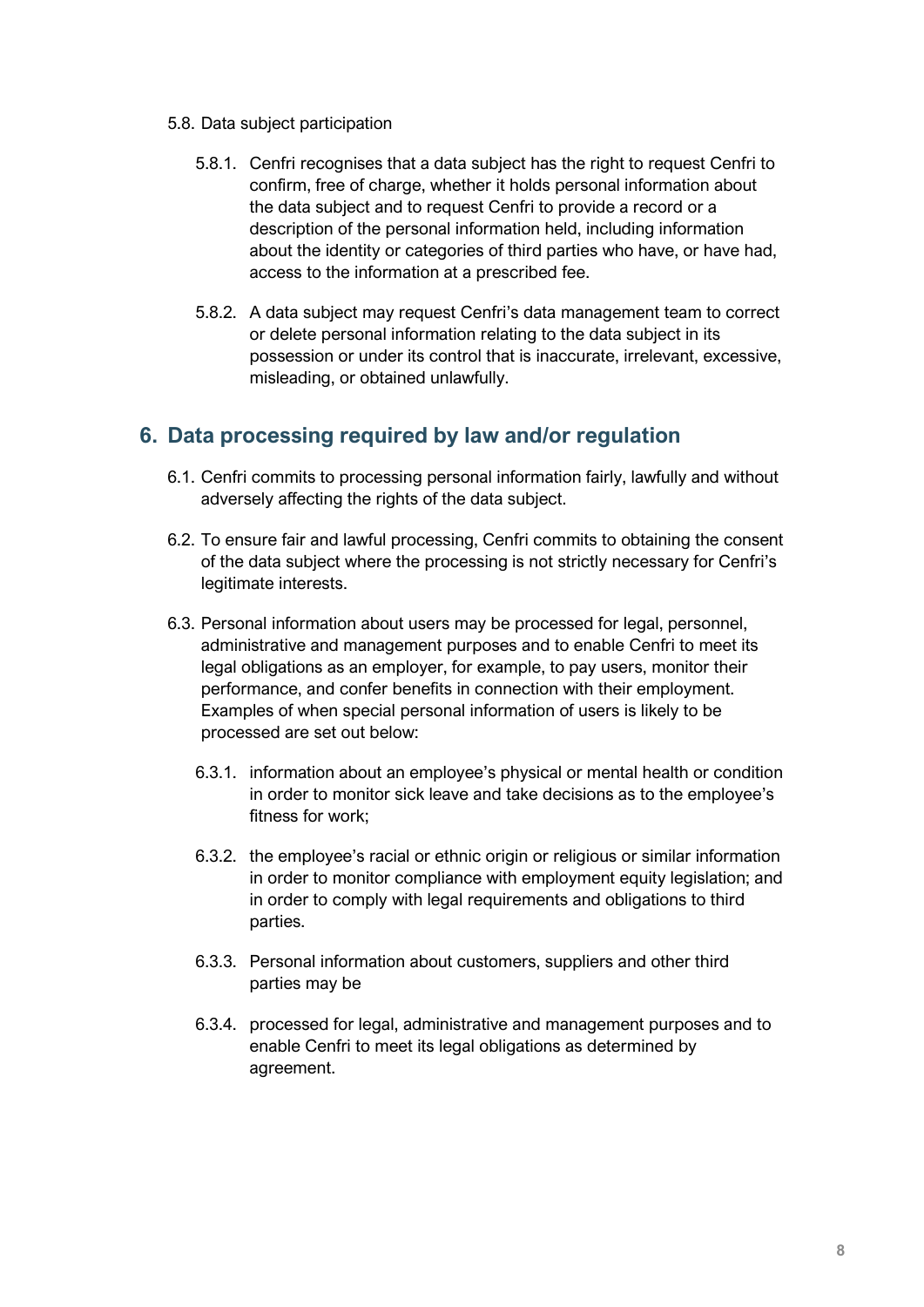5.8. Data subject participation

5.8.1. Cenfri recognises that a data subject has the right to request Cenfri to confirm, free of charge, whether it holds personal information about the data subject and to request Cenfri to provide a record or a description of the personal information held, including information about the identity or categories of third parties who have, or have had, access to the information at a prescribed fee.

5.8.2. A data subject may request Cenfri's data management team to correct or delete personal information relating to the data subject in its possession or under its control that is inaccurate, irrelevant, excessive, misleading, or obtained unlawfully.

## 6. Data processing required by law and/or regulation

6.1. Cenfri commits to processing personal information fairly, lawfully and without adversely affecting the rights of the data subject.

6.2. To ensure fair and lawful processing, Cenfri commits to obtaining the consent of the data subject where the processing is not strictly necessary for Cenfri's legitimate interests.

6.3. Personal information about users may be processed for legal, personnel, administrative and management purposes and to enable Cenfri to meet its legal obligations as an employer, for example, to pay users, monitor their performance, and confer benefits in connection with their employment. Examples of when special personal information of users is likely to be processed are set out below:

6.3.1. information about an employee's physical or mental health or condition in order to monitor sick leave and take decisions as to the employee's fitness for work;

6.3.2. the employee's racial or ethnic origin or religious or similar information in order to monitor compliance with employment equity legislation; and in order to comply with legal requirements and obligations to third parties.

6.3.3. Personal information about customers, suppliers and other third parties may be

6.3.4. processed for legal, administrative and management purposes and to enable Cenfri to meet its legal obligations as determined by agreement.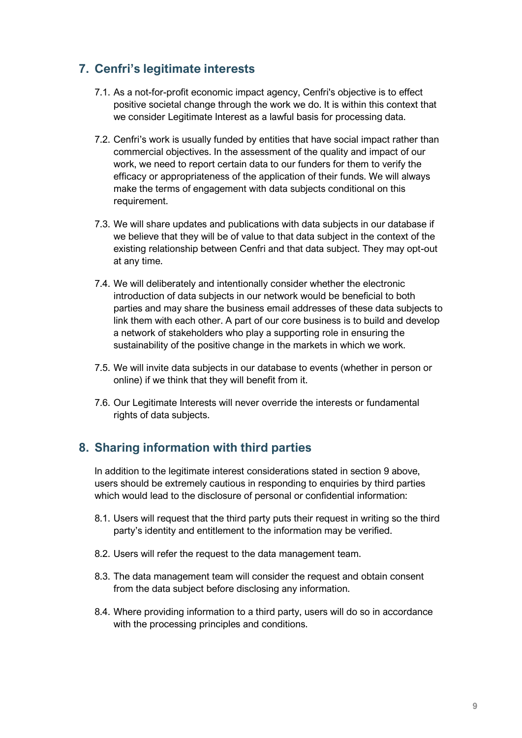## 7. Cenfri's legitimate interests

7.1. As a not-for-profit economic impact agency, Cenfri's objective is to effect positive societal change through the work we do. It is within this context that we consider Legitimate Interest as a lawful basis for processing data.

7.2. Cenfri's work is usually funded by entities that have social impact rather than commercial objectives. In the assessment of the quality and impact of our work, we need to report certain data to our funders for them to verify the efficacy or appropriateness of the application of their funds. We will always make the terms of engagement with data subjects conditional on this requirement.

7.3. We will share updates and publications with data subjects in our database if we believe that they will be of value to that data subject in the context of the existing relationship between Cenfri and that data subject. They may opt-out at any time.

7.4. We will deliberately and intentionally consider whether the electronic introduction of data subjects in our network would be beneficial to both parties and may share the business email addresses of these data subjects to link them with each other. A part of our core business is to build and develop a network of stakeholders who play a supporting role in ensuring the sustainability of the positive change in the markets in which we work.

7.5. We will invite data subjects in our database to events (whether in person or online) if we think that they will benefit from it.

7.6. Our Legitimate Interests will never override the interests or fundamental rights of data subjects.

## 8. Sharing information with third parties

In addition to the legitimate interest considerations stated in section 9 above, users should be extremely cautious in responding to enquiries by third parties which would lead to the disclosure of personal or confidential information:

8.1. Users will request that the third party puts their request in writing so the third party's identity and entitlement to the information may be verified.

8.2. Users will refer the request to the data management team.

8.3. The data management team will consider the request and obtain consent from the data subject before disclosing any information.

8.4. Where providing information to a third party, users will do so in accordance with the processing principles and conditions.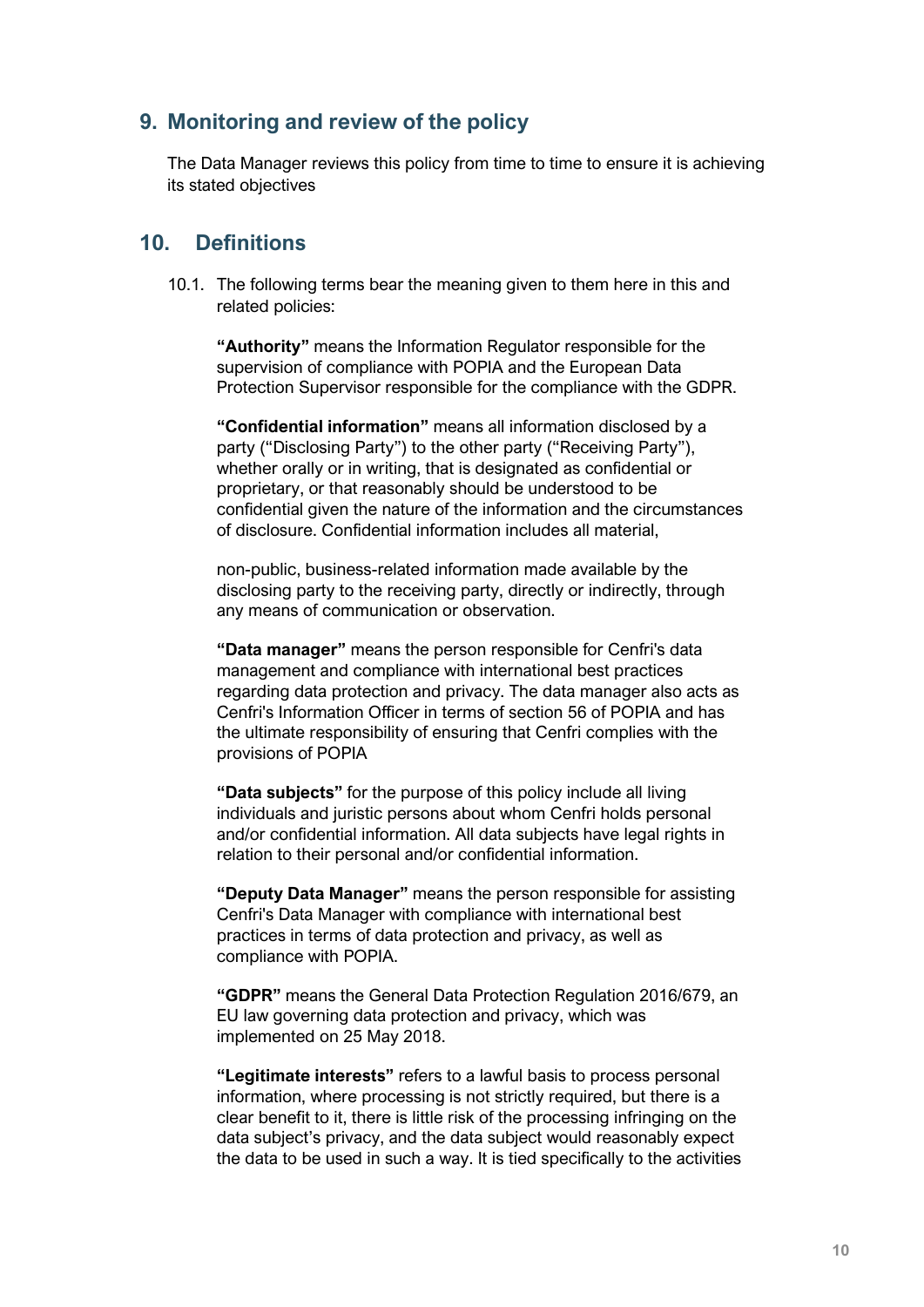## 9. Monitoring and review of the policy

The Data Manager reviews this policy from time to time to ensure it is achieving its stated objectives

## 10. Definitions

10.1. The following terms bear the meaning given to them here in this and related policies:

**"Authority"** means the Information Regulator responsible for the supervision of compliance with POPIA and the European Data Protection Supervisor responsible for the compliance with the GDPR.

**"Confidential information"** means all information disclosed by a party ("Disclosing Party") to the other party ("Receiving Party"), whether orally or in writing, that is designated as confidential or proprietary, or that reasonably should be understood to be confidential given the nature of the information and the circumstances of disclosure. Confidential information includes all material,

non-public, business-related information made available by the disclosing party to the receiving party, directly or indirectly, through any means of communication or observation.

**"Data manager"** means the person responsible for Cenfri's data management and compliance with international best practices regarding data protection and privacy. The data manager also acts as Cenfri's Information Officer in terms of section 56 of POPIA and has the ultimate responsibility of ensuring that Cenfri complies with the provisions of POPIA

**"Data subjects"** for the purpose of this policy include all living individuals and juristic persons about whom Cenfri holds personal and/or confidential information. All data subjects have legal rights in relation to their personal and/or confidential information.

**"Deputy Data Manager"** means the person responsible for assisting Cenfri's Data Manager with compliance with international best practices in terms of data protection and privacy, as well as compliance with POPIA.

**"GDPR"** means the General Data Protection Regulation 2016/679, an EU law governing data protection and privacy, which was implemented on 25 May 2018.

**"Legitimate interests"** refers to a lawful basis to process personal information, where processing is not strictly required, but there is a clear benefit to it, there is little risk of the processing infringing on the data subject's privacy, and the data subject would reasonably expect the data to be used in such a way. It is tied specifically to the activities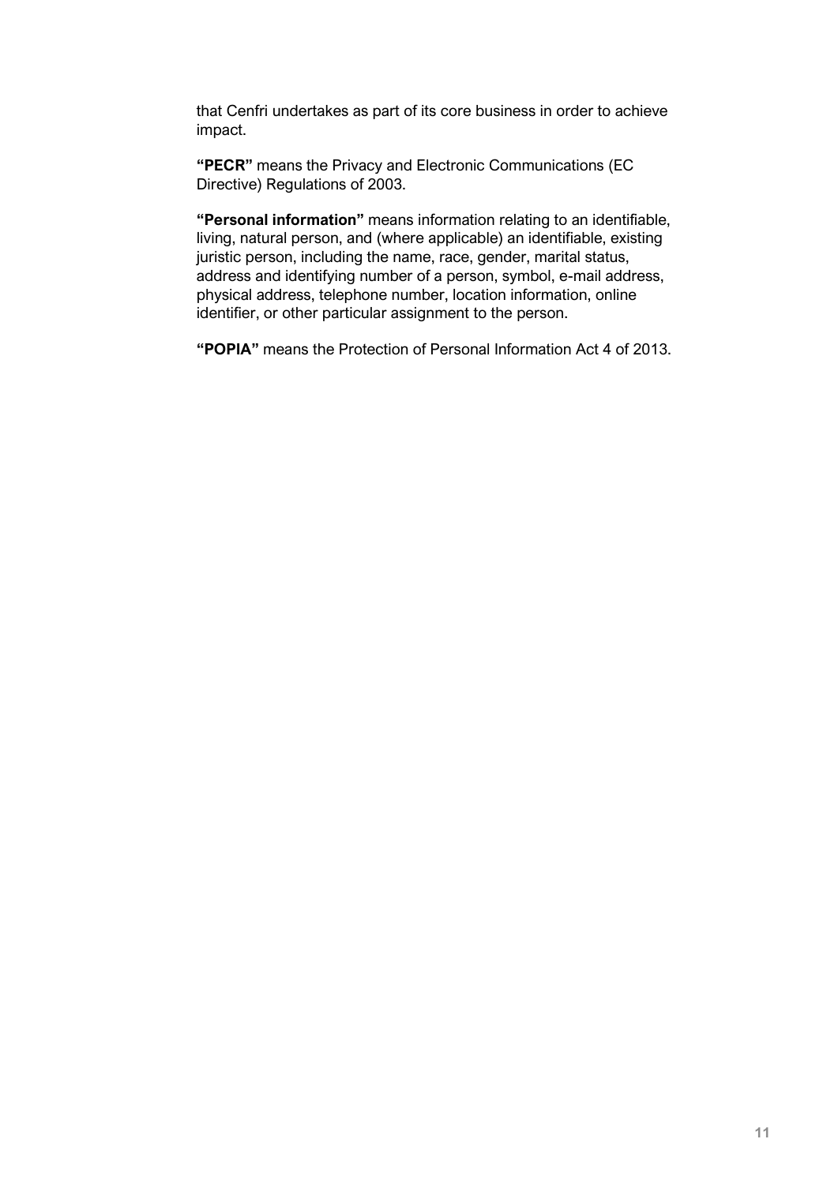that Cenfri undertakes as part of its core business in order to achieve impact.

**"PECR"** means the Privacy and Electronic Communications (EC Directive) Regulations of 2003.

**"Personal information"** means information relating to an identifiable, living, natural person, and (where applicable) an identifiable, existing juristic person, including the name, race, gender, marital status, address and identifying number of a person, symbol, e-mail address, physical address, telephone number, location information, online identifier, or other particular assignment to the person.

**"POPIA"** means the Protection of Personal Information Act 4 of 2013.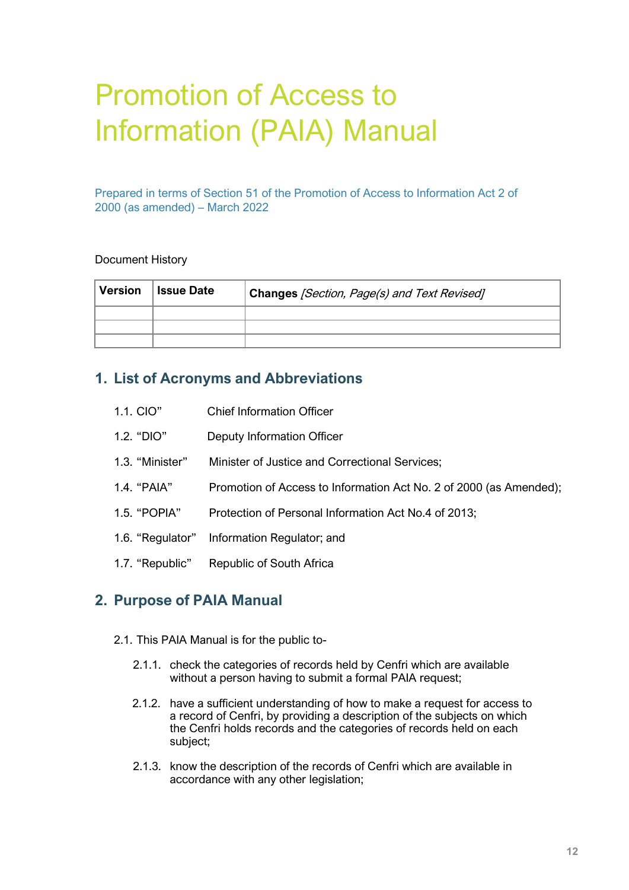# Promotion of Access to Information (PAIA) Manual

Prepared in terms of Section 51 of the Promotion of Access to Information Act 2 of 2000 (as amended) – March 2022

Document History

| Version | Issue Date | **Changes** *[Section, Page(s) and Text Revised]* |
|---|---|---|
| | | |
| | | |
| | | |

## 1. List of Acronyms and Abbreviations

1.1. CIO" Chief Information Officer

1.2. "DIO" Deputy Information Officer

1.3. "Minister" Minister of Justice and Correctional Services;

1.4. "PAIA" Promotion of Access to Information Act No. 2 of 2000 (as Amended);

1.5. "POPIA" Protection of Personal Information Act No.4 of 2013;

1.6. "Regulator" Information Regulator; and

1.7. "Republic" Republic of South Africa

## 2. Purpose of PAIA Manual

2.1. This PAIA Manual is for the public to-

2.1.1. check the categories of records held by Cenfri which are available without a person having to submit a formal PAIA request;

2.1.2. have a sufficient understanding of how to make a request for access to a record of Cenfri, by providing a description of the subjects on which the Cenfri holds records and the categories of records held on each subject;

2.1.3. know the description of the records of Cenfri which are available in accordance with any other legislation;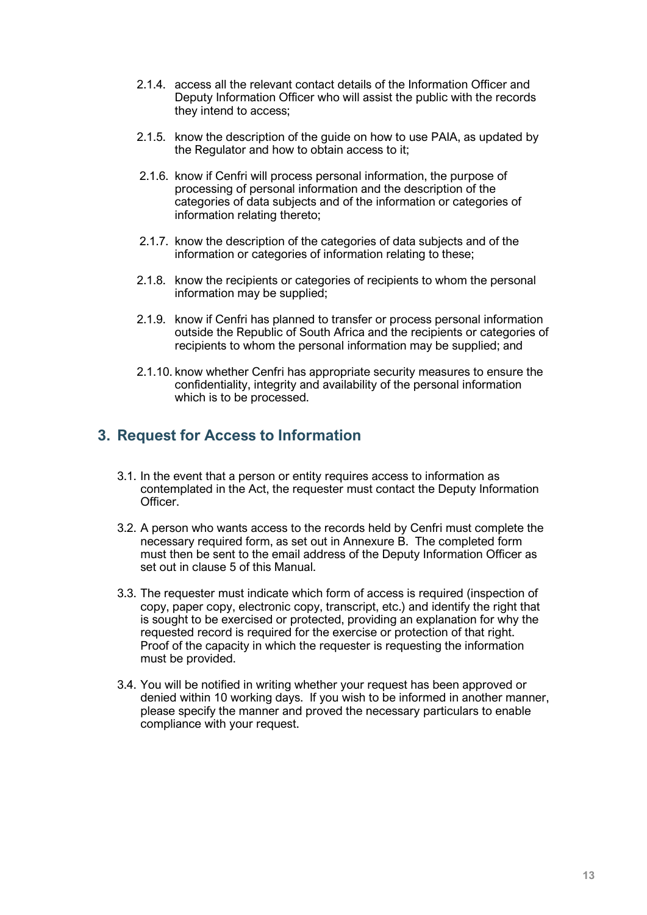2.1.4. access all the relevant contact details of the Information Officer and Deputy Information Officer who will assist the public with the records they intend to access;

2.1.5. know the description of the guide on how to use PAIA, as updated by the Regulator and how to obtain access to it;

2.1.6. know if Cenfri will process personal information, the purpose of processing of personal information and the description of the categories of data subjects and of the information or categories of information relating thereto;

2.1.7. know the description of the categories of data subjects and of the information or categories of information relating to these;

2.1.8. know the recipients or categories of recipients to whom the personal information may be supplied;

2.1.9. know if Cenfri has planned to transfer or process personal information outside the Republic of South Africa and the recipients or categories of recipients to whom the personal information may be supplied; and

2.1.10. know whether Cenfri has appropriate security measures to ensure the confidentiality, integrity and availability of the personal information which is to be processed.

## 3. Request for Access to Information

3.1. In the event that a person or entity requires access to information as contemplated in the Act, the requester must contact the Deputy Information Officer.

3.2. A person who wants access to the records held by Cenfri must complete the necessary required form, as set out in Annexure B. The completed form must then be sent to the email address of the Deputy Information Officer as set out in clause 5 of this Manual.

3.3. The requester must indicate which form of access is required (inspection of copy, paper copy, electronic copy, transcript, etc.) and identify the right that is sought to be exercised or protected, providing an explanation for why the requested record is required for the exercise or protection of that right. Proof of the capacity in which the requester is requesting the information must be provided.

3.4. You will be notified in writing whether your request has been approved or denied within 10 working days. If you wish to be informed in another manner, please specify the manner and proved the necessary particulars to enable compliance with your request.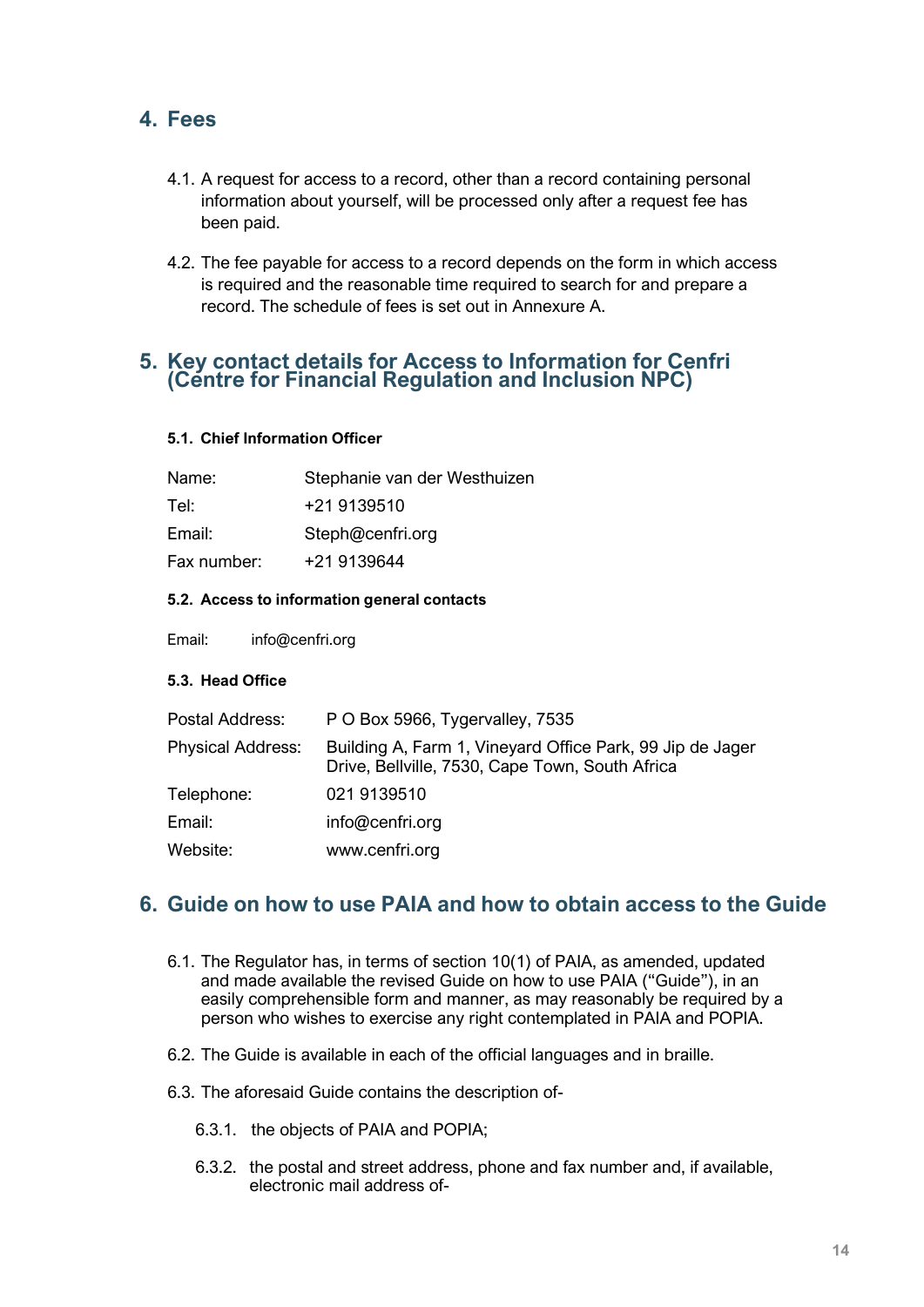## 4. Fees

4.1. A request for access to a record, other than a record containing personal information about yourself, will be processed only after a request fee has been paid.

4.2. The fee payable for access to a record depends on the form in which access is required and the reasonable time required to search for and prepare a record. The schedule of fees is set out in Annexure A.

## 5. Key contact details for Access to Information for Cenfri (Centre for Financial Regulation and Inclusion NPC)

#### 5.1. Chief Information Officer

| | |
|---|---|
| Name: | Stephanie van der Westhuizen |
| Tel: | +21 9139510 |
| Email: | Steph@cenfri.org |
| Fax number: | +21 9139644 |

#### 5.2. Access to information general contacts

Email: info@cenfri.org

#### 5.3. Head Office

| | |
|---|---|
| Postal Address: | P O Box 5966, Tygervalley, 7535 |
| Physical Address: | Building A, Farm 1, Vineyard Office Park, 99 Jip de Jager Drive, Bellville, 7530, Cape Town, South Africa |
| Telephone: | 021 9139510 |
| Email: | info@cenfri.org |
| Website: | www.cenfri.org |

## 6. Guide on how to use PAIA and how to obtain access to the Guide

6.1. The Regulator has, in terms of section 10(1) of PAIA, as amended, updated and made available the revised Guide on how to use PAIA ("Guide"), in an easily comprehensible form and manner, as may reasonably be required by a person who wishes to exercise any right contemplated in PAIA and POPIA.

6.2. The Guide is available in each of the official languages and in braille.

6.3. The aforesaid Guide contains the description of-

6.3.1. the objects of PAIA and POPIA;

6.3.2. the postal and street address, phone and fax number and, if available, electronic mail address of-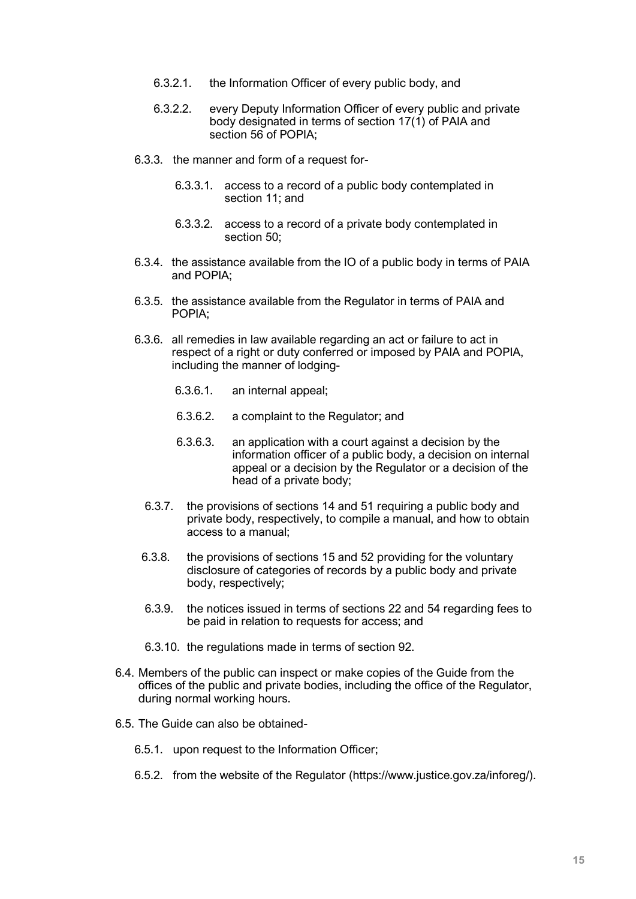- 6.3.2.1. the Information Officer of every public body, and
- 6.3.2.2. every Deputy Information Officer of every public and private body designated in terms of section 17(1) of PAIA and section 56 of POPIA;

- 6.3.3. the manner and form of a request for-
  - 6.3.3.1. access to a record of a public body contemplated in section 11; and
  - 6.3.3.2. access to a record of a private body contemplated in section 50;
- 6.3.4. the assistance available from the IO of a public body in terms of PAIA and POPIA;
- 6.3.5. the assistance available from the Regulator in terms of PAIA and POPIA;
- 6.3.6. all remedies in law available regarding an act or failure to act in respect of a right or duty conferred or imposed by PAIA and POPIA, including the manner of lodging-
  - 6.3.6.1. an internal appeal;
  - 6.3.6.2. a complaint to the Regulator; and
  - 6.3.6.3. an application with a court against a decision by the information officer of a public body, a decision on internal appeal or a decision by the Regulator or a decision of the head of a private body;
- 6.3.7. the provisions of sections 14 and 51 requiring a public body and private body, respectively, to compile a manual, and how to obtain access to a manual;
- 6.3.8. the provisions of sections 15 and 52 providing for the voluntary disclosure of categories of records by a public body and private body, respectively;
- 6.3.9. the notices issued in terms of sections 22 and 54 regarding fees to be paid in relation to requests for access; and
- 6.3.10. the regulations made in terms of section 92.

6.4. Members of the public can inspect or make copies of the Guide from the offices of the public and private bodies, including the office of the Regulator, during normal working hours.

6.5. The Guide can also be obtained-

- 6.5.1. upon request to the Information Officer;
- 6.5.2. from the website of the Regulator (https://www.justice.gov.za/inforeg/).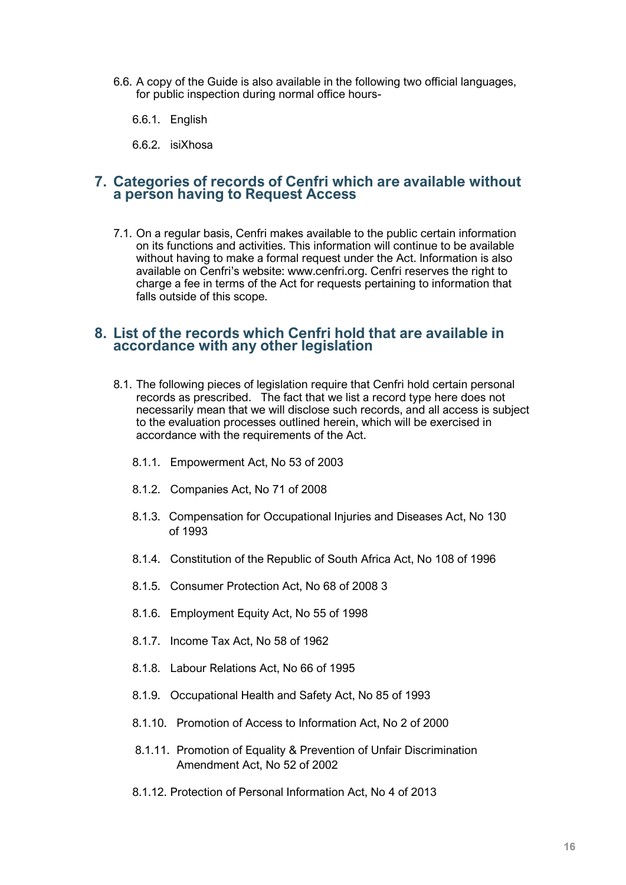6.6. A copy of the Guide is also available in the following two official languages, for public inspection during normal office hours-

6.6.1. English

6.6.2. isiXhosa

## 7. Categories of records of Cenfri which are available without a person having to Request Access

7.1. On a regular basis, Cenfri makes available to the public certain information on its functions and activities. This information will continue to be available without having to make a formal request under the Act. Information is also available on Cenfri's website: www.cenfri.org. Cenfri reserves the right to charge a fee in terms of the Act for requests pertaining to information that falls outside of this scope.

## 8. List of the records which Cenfri hold that are available in accordance with any other legislation

8.1. The following pieces of legislation require that Cenfri hold certain personal records as prescribed. The fact that we list a record type here does not necessarily mean that we will disclose such records, and all access is subject to the evaluation processes outlined herein, which will be exercised in accordance with the requirements of the Act.

8.1.1. Empowerment Act, No 53 of 2003

8.1.2. Companies Act, No 71 of 2008

8.1.3. Compensation for Occupational Injuries and Diseases Act, No 130 of 1993

8.1.4. Constitution of the Republic of South Africa Act, No 108 of 1996

8.1.5. Consumer Protection Act, No 68 of 2008 3

8.1.6. Employment Equity Act, No 55 of 1998

8.1.7. Income Tax Act, No 58 of 1962

8.1.8. Labour Relations Act, No 66 of 1995

8.1.9. Occupational Health and Safety Act, No 85 of 1993

8.1.10. Promotion of Access to Information Act, No 2 of 2000

8.1.11. Promotion of Equality & Prevention of Unfair Discrimination Amendment Act, No 52 of 2002

8.1.12. Protection of Personal Information Act, No 4 of 2013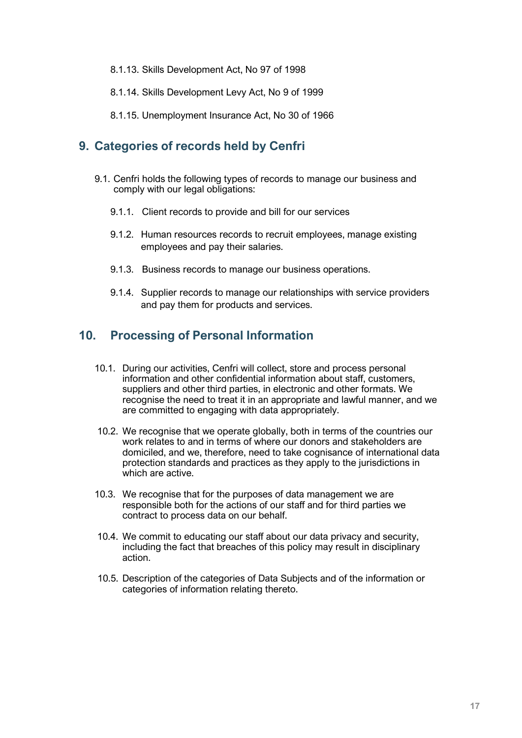8.1.13. Skills Development Act, No 97 of 1998

8.1.14. Skills Development Levy Act, No 9 of 1999

8.1.15. Unemployment Insurance Act, No 30 of 1966

## 9. Categories of records held by Cenfri

9.1. Cenfri holds the following types of records to manage our business and comply with our legal obligations:

9.1.1. Client records to provide and bill for our services

9.1.2. Human resources records to recruit employees, manage existing employees and pay their salaries.

9.1.3. Business records to manage our business operations.

9.1.4. Supplier records to manage our relationships with service providers and pay them for products and services.

## 10. Processing of Personal Information

10.1. During our activities, Cenfri will collect, store and process personal information and other confidential information about staff, customers, suppliers and other third parties, in electronic and other formats. We recognise the need to treat it in an appropriate and lawful manner, and we are committed to engaging with data appropriately.

10.2. We recognise that we operate globally, both in terms of the countries our work relates to and in terms of where our donors and stakeholders are domiciled, and we, therefore, need to take cognisance of international data protection standards and practices as they apply to the jurisdictions in which are active.

10.3. We recognise that for the purposes of data management we are responsible both for the actions of our staff and for third parties we contract to process data on our behalf.

10.4. We commit to educating our staff about our data privacy and security, including the fact that breaches of this policy may result in disciplinary action.

10.5. Description of the categories of Data Subjects and of the information or categories of information relating thereto.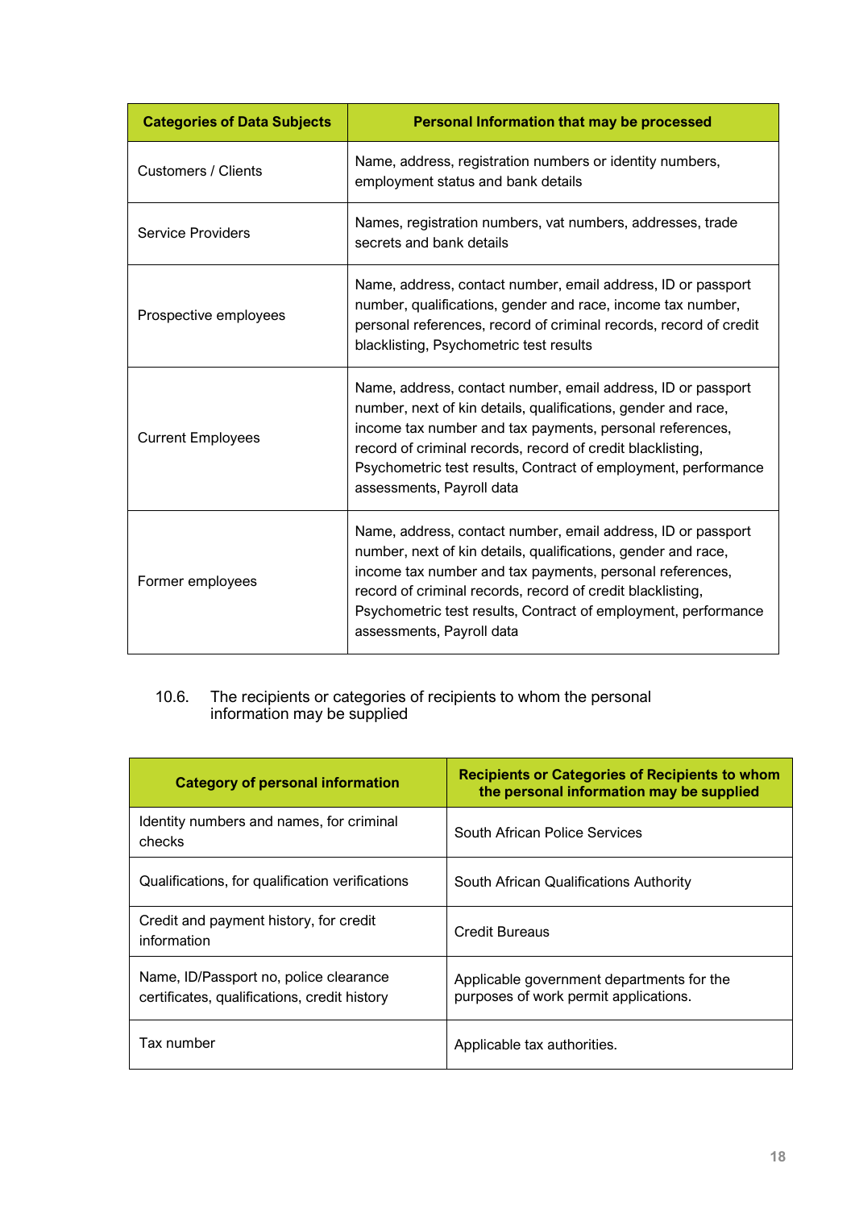| Categories of Data Subjects | Personal Information that may be processed |
| --- | --- |
| Customers / Clients | Name, address, registration numbers or identity numbers, employment status and bank details |
| Service Providers | Names, registration numbers, vat numbers, addresses, trade secrets and bank details |
| Prospective employees | Name, address, contact number, email address, ID or passport number, qualifications, gender and race, income tax number, personal references, record of criminal records, record of credit blacklisting, Psychometric test results |
| Current Employees | Name, address, contact number, email address, ID or passport number, next of kin details, qualifications, gender and race, income tax number and tax payments, personal references, record of criminal records, record of credit blacklisting, Psychometric test results, Contract of employment, performance assessments, Payroll data |
| Former employees | Name, address, contact number, email address, ID or passport number, next of kin details, qualifications, gender and race, income tax number and tax payments, personal references, record of criminal records, record of credit blacklisting, Psychometric test results, Contract of employment, performance assessments, Payroll data |

10.6. The recipients or categories of recipients to whom the personal information may be supplied

| Category of personal information | Recipients or Categories of Recipients to whom the personal information may be supplied |
| --- | --- |
| Identity numbers and names, for criminal checks | South African Police Services |
| Qualifications, for qualification verifications | South African Qualifications Authority |
| Credit and payment history, for credit information | Credit Bureaus |
| Name, ID/Passport no, police clearance certificates, qualifications, credit history | Applicable government departments for the purposes of work permit applications. |
| Tax number | Applicable tax authorities. |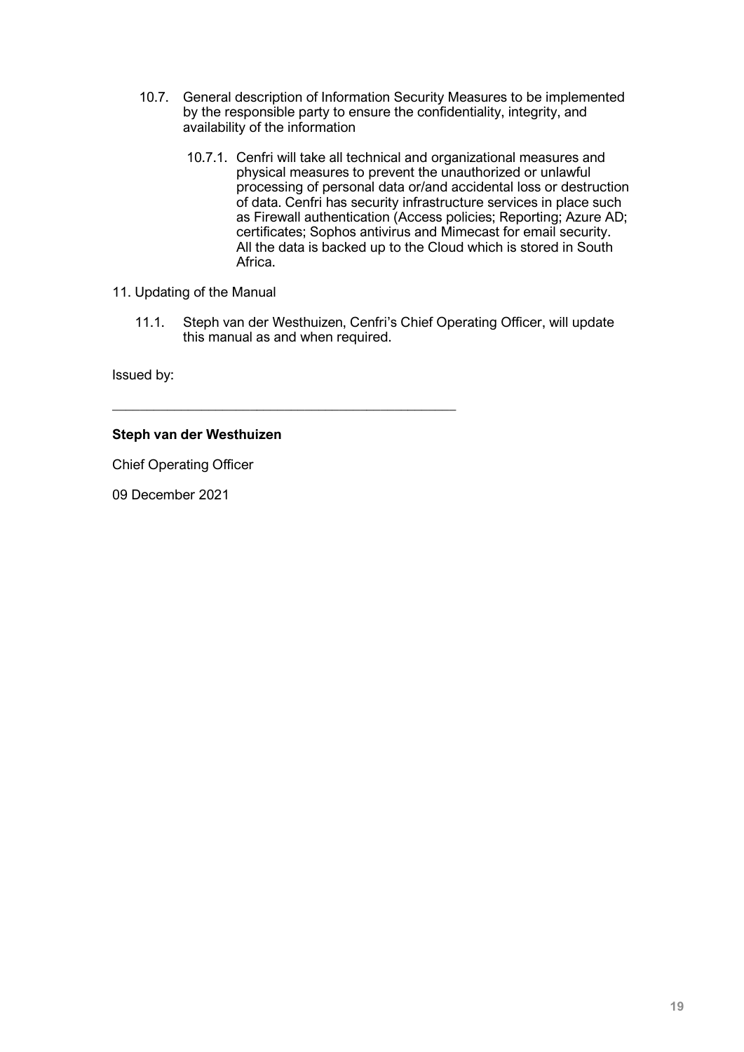10.7. General description of Information Security Measures to be implemented by the responsible party to ensure the confidentiality, integrity, and availability of the information

10.7.1. Cenfri will take all technical and organizational measures and physical measures to prevent the unauthorized or unlawful processing of personal data or/and accidental loss or destruction of data. Cenfri has security infrastructure services in place such as Firewall authentication (Access policies; Reporting; Azure AD; certificates; Sophos antivirus and Mimecast for email security. All the data is backed up to the Cloud which is stored in South Africa.

11. Updating of the Manual

11.1. Steph van der Westhuizen, Cenfri's Chief Operating Officer, will update this manual as and when required.

Issued by:

\_\_\_\_\_\_\_\_\_\_\_\_\_\_\_\_\_\_\_\_\_\_\_\_\_\_\_\_\_\_\_\_\_\_\_\_\_\_\_\_\_\_\_\_

**Steph van der Westhuizen**

Chief Operating Officer

09 December 2021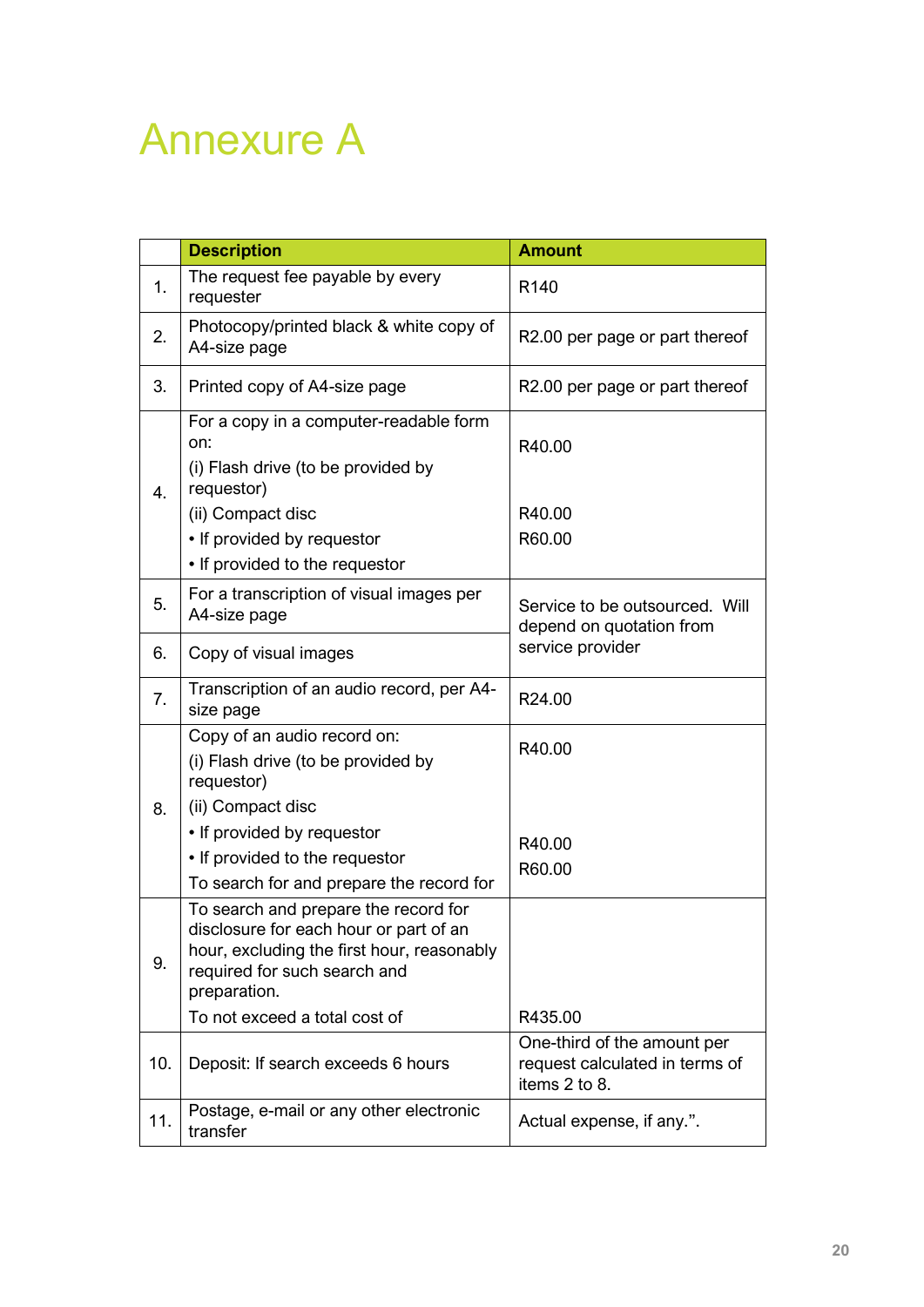# Annexure A

| | Description | Amount |
|---|---|---|
| 1. | The request fee payable by every requester | R140 |
| 2. | Photocopy/printed black & white copy of A4-size page | R2.00 per page or part thereof |
| 3. | Printed copy of A4-size page | R2.00 per page or part thereof |
| 4. | For a copy in a computer-readable form on:<br>(i) Flash drive (to be provided by requestor)<br>(ii) Compact disc<br>• If provided by requestor<br>• If provided to the requestor | R40.00<br><br>R40.00<br>R60.00 |
| 5. | For a transcription of visual images per A4-size page | Service to be outsourced. Will depend on quotation from service provider |
| 6. | Copy of visual images | |
| 7. | Transcription of an audio record, per A4-size page | R24.00 |
| 8. | Copy of an audio record on:<br>(i) Flash drive (to be provided by requestor)<br>(ii) Compact disc<br>• If provided by requestor<br>• If provided to the requestor<br>To search for and prepare the record for | R40.00<br><br>R40.00<br>R60.00 |
| 9. | To search and prepare the record for disclosure for each hour or part of an hour, excluding the first hour, reasonably required for such search and preparation.<br>To not exceed a total cost of | R435.00 |
| 10. | Deposit: If search exceeds 6 hours | One-third of the amount per request calculated in terms of items 2 to 8. |
| 11. | Postage, e-mail or any other electronic transfer | Actual expense, if any.". |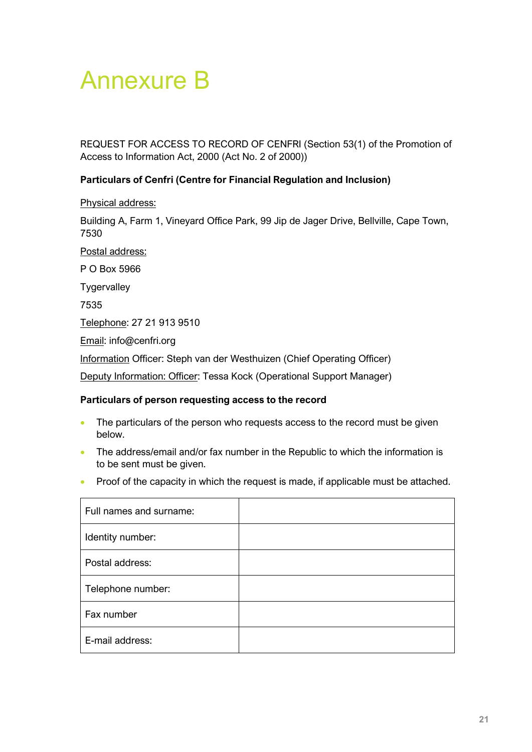# Annexure B

REQUEST FOR ACCESS TO RECORD OF CENFRI (Section 53(1) of the Promotion of Access to Information Act, 2000 (Act No. 2 of 2000))

**Particulars of Cenfri (Centre for Financial Regulation and Inclusion)**

Physical address:

Building A, Farm 1, Vineyard Office Park, 99 Jip de Jager Drive, Bellville, Cape Town, 7530

Postal address:

P O Box 5966

Tygervalley

7535

Telephone: 27 21 913 9510

Email: info@cenfri.org

Information Officer: Steph van der Westhuizen (Chief Operating Officer)

Deputy Information: Officer: Tessa Kock (Operational Support Manager)

**Particulars of person requesting access to the record**

- The particulars of the person who requests access to the record must be given below.
- The address/email and/or fax number in the Republic to which the information is to be sent must be given.
- Proof of the capacity in which the request is made, if applicable must be attached.

| | |
|---|---|
| Full names and surname: | |
| Identity number: | |
| Postal address: | |
| Telephone number: | |
| Fax number | |
| E-mail address: | |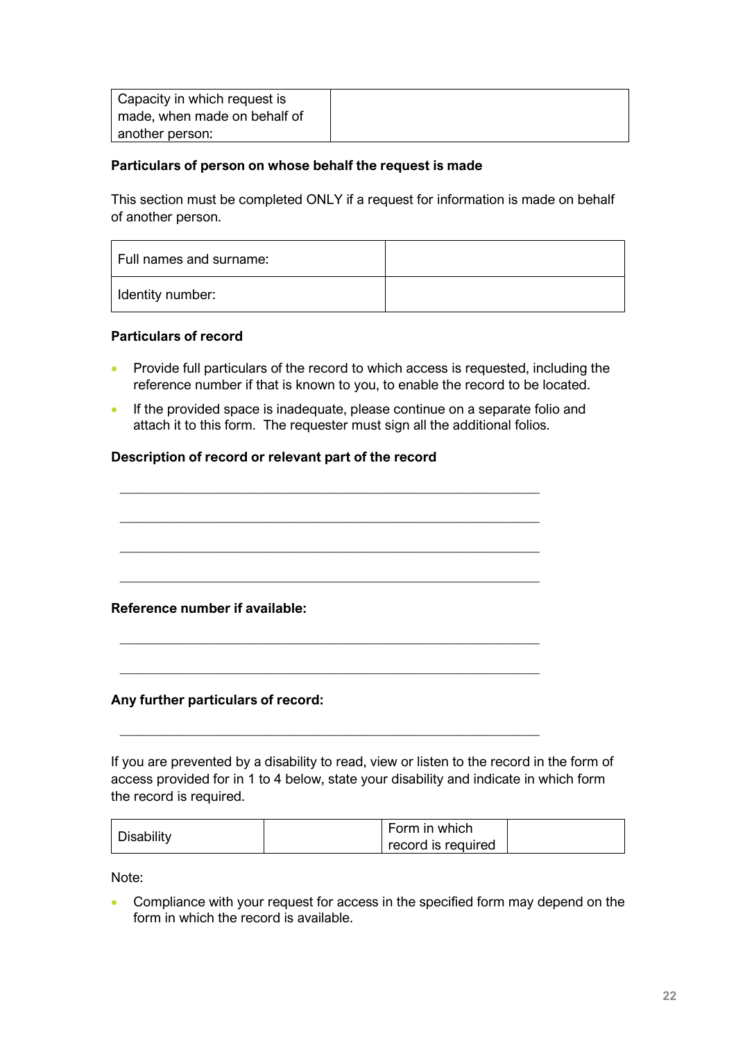| Capacity in which request is made, when made on behalf of another person: | |
|---|---|

**Particulars of person on whose behalf the request is made**

This section must be completed ONLY if a request for information is made on behalf of another person.

| Full names and surname: | |
|---|---|
| Identity number: | |

**Particulars of record**

- Provide full particulars of the record to which access is requested, including the reference number if that is known to you, to enable the record to be located.
- If the provided space is inadequate, please continue on a separate folio and attach it to this form. The requester must sign all the additional folios.

**Description of record or relevant part of the record**

_______________________________________________________________

_______________________________________________________________

_______________________________________________________________

_______________________________________________________________

**Reference number if available:**

_______________________________________________________________

_______________________________________________________________

**Any further particulars of record:**

_______________________________________________________________

If you are prevented by a disability to read, view or listen to the record in the form of access provided for in 1 to 4 below, state your disability and indicate in which form the record is required.

| Disability | | Form in which record is required | |
|---|---|---|---|

Note:

- Compliance with your request for access in the specified form may depend on the form in which the record is available.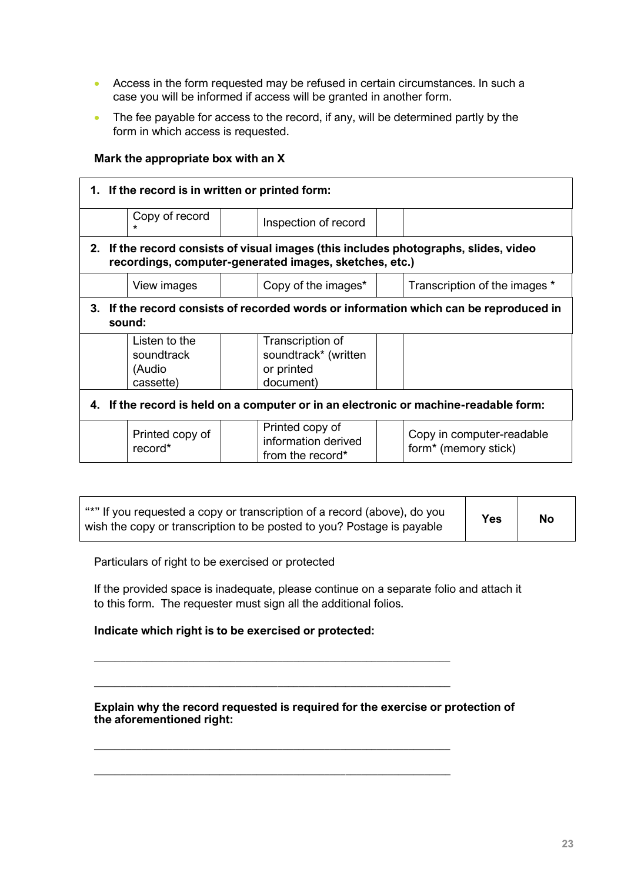- Access in the form requested may be refused in certain circumstances. In such a case you will be informed if access will be granted in another form.
- The fee payable for access to the record, if any, will be determined partly by the form in which access is requested.

**Mark the appropriate box with an X**

| | | | | | |
|---|---|---|---|---|---|
| **1. If the record is in written or printed form:** | | | | | |
| | Copy of record * | | Inspection of record | | |
| **2. If the record consists of visual images (this includes photographs, slides, video recordings, computer-generated images, sketches, etc.)** | | | | | |
| | View images | | Copy of the images* | | Transcription of the images * |
| **3. If the record consists of recorded words or information which can be reproduced in sound:** | | | | | |
| | Listen to the soundtrack (Audio cassette) | | Transcription of soundtrack* (written or printed document) | | |
| **4. If the record is held on a computer or in an electronic or machine-readable form:** | | | | | |
| | Printed copy of record* | | Printed copy of information derived from the record* | | Copy in computer-readable form* (memory stick) |

| | | |
|---|---|---|
| "*" If you requested a copy or transcription of a record (above), do you wish the copy or transcription to be posted to you? Postage is payable | **Yes** | **No** |

Particulars of right to be exercised or protected

If the provided space is inadequate, please continue on a separate folio and attach it to this form. The requester must sign all the additional folios.

**Indicate which right is to be exercised or protected:**

\_\_\_\_\_\_\_\_\_\_\_\_\_\_\_\_\_\_\_\_\_\_\_\_\_\_\_\_\_\_\_\_\_\_\_\_\_\_\_\_\_\_\_\_\_\_\_\_\_\_\_\_\_\_\_\_

\_\_\_\_\_\_\_\_\_\_\_\_\_\_\_\_\_\_\_\_\_\_\_\_\_\_\_\_\_\_\_\_\_\_\_\_\_\_\_\_\_\_\_\_\_\_\_\_\_\_\_\_\_\_\_\_

**Explain why the record requested is required for the exercise or protection of the aforementioned right:**

\_\_\_\_\_\_\_\_\_\_\_\_\_\_\_\_\_\_\_\_\_\_\_\_\_\_\_\_\_\_\_\_\_\_\_\_\_\_\_\_\_\_\_\_\_\_\_\_\_\_\_\_\_\_\_\_

\_\_\_\_\_\_\_\_\_\_\_\_\_\_\_\_\_\_\_\_\_\_\_\_\_\_\_\_\_\_\_\_\_\_\_\_\_\_\_\_\_\_\_\_\_\_\_\_\_\_\_\_\_\_\_\_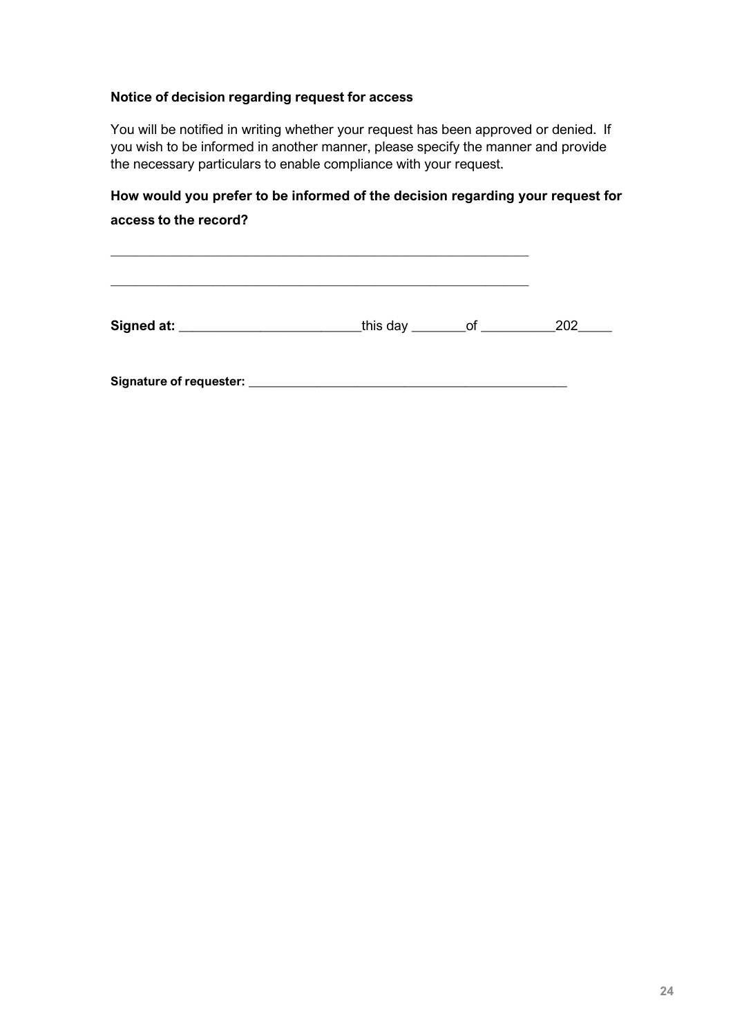**Notice of decision regarding request for access**

You will be notified in writing whether your request has been approved or denied. If you wish to be informed in another manner, please specify the manner and provide the necessary particulars to enable compliance with your request.

**How would you prefer to be informed of the decision regarding your request for access to the record?**

_____________________________________________________________

_____________________________________________________________

**Signed at:** _________________________this day ________of __________202_____

**Signature of requester:** _______________________________________________